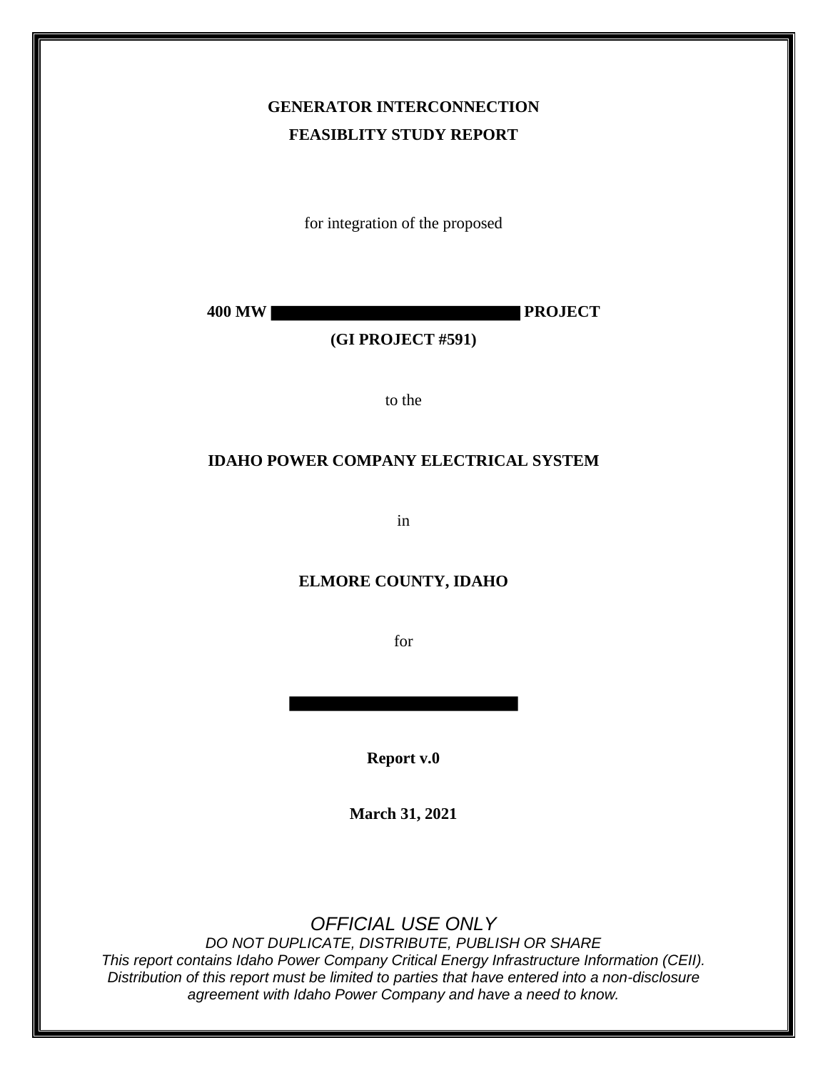**GENERATOR INTERCONNECTION**

**FEASIBLITY STUDY REPORT**

for integration of the proposed

**400 MW ██████████████████ PROJECT**

**(GI PROJECT #591)**

to the

**IDAHO POWER COMPANY ELECTRICAL SYSTEM**

in

**ELMORE COUNTY, IDAHO**

for

██████████████████

**Report v.0**

**March 31, 2021**

*OFFICIAL USE ONLY*

*DO NOT DUPLICATE, DISTRIBUTE, PUBLISH OR SHARE*

*This report contains Idaho Power Company Critical Energy Infrastructure Information (CEII). Distribution of this report must be limited to parties that have entered into a non-disclosure agreement with Idaho Power Company and have a need to know.*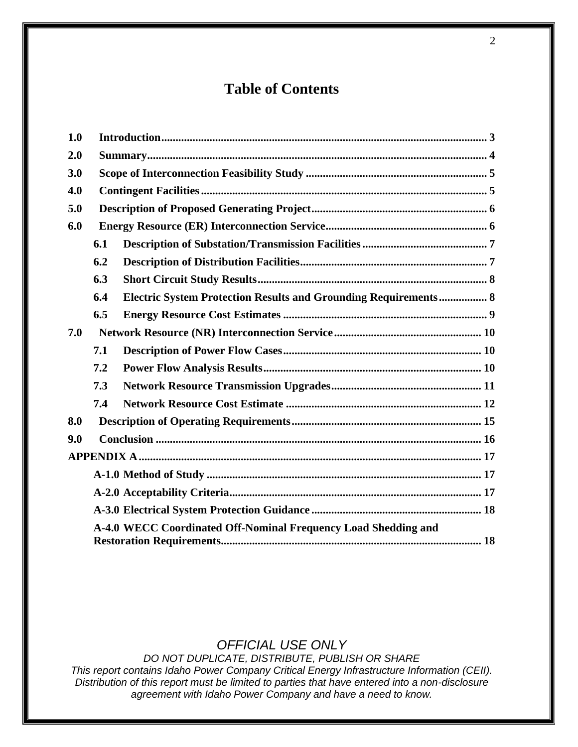# Table of Contents

| | | |
|---|---|---|
| **1.0** | **Introduction** | **3** |
| **2.0** | **Summary** | **4** |
| **3.0** | **Scope of Interconnection Feasibility Study** | **5** |
| **4.0** | **Contingent Facilities** | **5** |
| **5.0** | **Description of Proposed Generating Project** | **6** |
| **6.0** | **Energy Resource (ER) Interconnection Service** | **6** |
| **6.1** | **Description of Substation/Transmission Facilities** | **7** |
| **6.2** | **Description of Distribution Facilities** | **7** |
| **6.3** | **Short Circuit Study Results** | **8** |
| **6.4** | **Electric System Protection Results and Grounding Requirements** | **8** |
| **6.5** | **Energy Resource Cost Estimates** | **9** |
| **7.0** | **Network Resource (NR) Interconnection Service** | **10** |
| **7.1** | **Description of Power Flow Cases** | **10** |
| **7.2** | **Power Flow Analysis Results** | **10** |
| **7.3** | **Network Resource Transmission Upgrades** | **11** |
| **7.4** | **Network Resource Cost Estimate** | **12** |
| **8.0** | **Description of Operating Requirements** | **15** |
| **9.0** | **Conclusion** | **16** |
| **APPENDIX A** | | **17** |
| **A-1.0** | **Method of Study** | **17** |
| **A-2.0** | **Acceptability Criteria** | **17** |
| **A-3.0** | **Electrical System Protection Guidance** | **18** |
| **A-4.0** | **WECC Coordinated Off-Nominal Frequency Load Shedding and Restoration Requirements** | **18** |

*OFFICIAL USE ONLY*
*DO NOT DUPLICATE, DISTRIBUTE, PUBLISH OR SHARE*
*This report contains Idaho Power Company Critical Energy Infrastructure Information (CEII). Distribution of this report must be limited to parties that have entered into a non-disclosure agreement with Idaho Power Company and have a need to know.*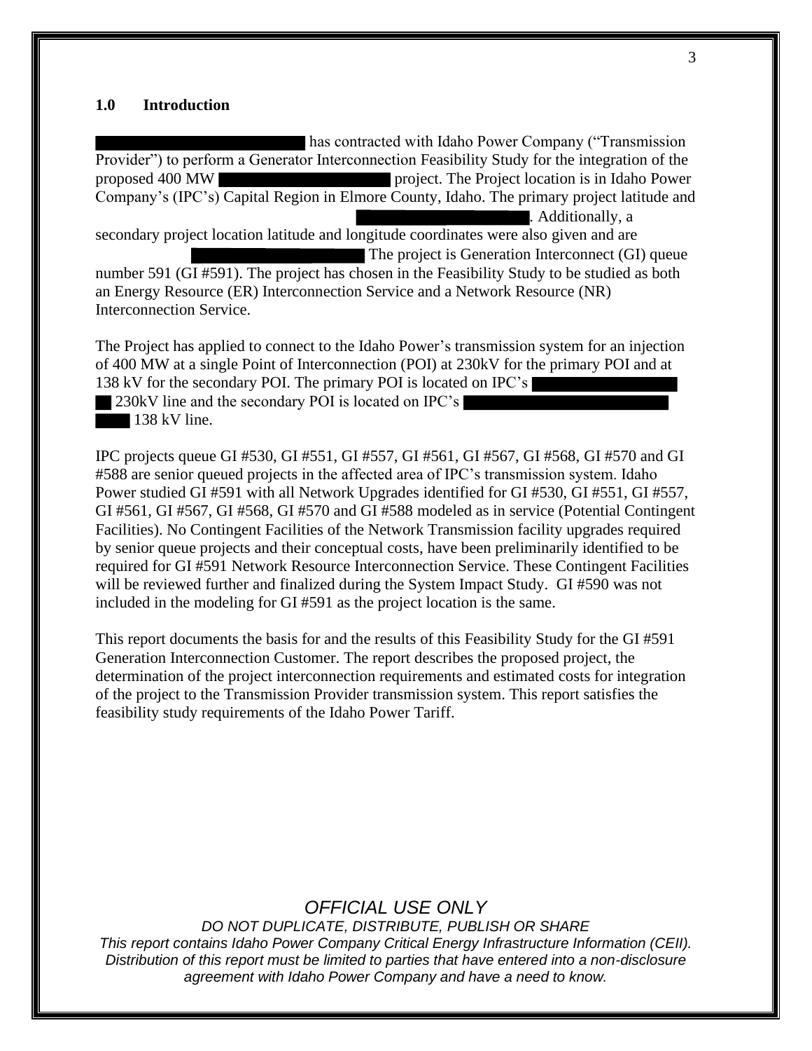## 1.0 Introduction

██████████████████ has contracted with Idaho Power Company ("Transmission Provider") to perform a Generator Interconnection Feasibility Study for the integration of the proposed 400 MW ██████████████ project. The Project location is in Idaho Power Company's (IPC's) Capital Region in Elmore County, Idaho. The primary project latitude and ██████████████. Additionally, a secondary project location latitude and longitude coordinates were also given and are ██████████████ The project is Generation Interconnect (GI) queue number 591 (GI #591). The project has chosen in the Feasibility Study to be studied as both an Energy Resource (ER) Interconnection Service and a Network Resource (NR) Interconnection Service.

The Project has applied to connect to the Idaho Power's transmission system for an injection of 400 MW at a single Point of Interconnection (POI) at 230kV for the primary POI and at 138 kV for the secondary POI. The primary POI is located on IPC's ██████████ ██ 230kV line and the secondary POI is located on IPC's ██████████████ ████ 138 kV line.

IPC projects queue GI #530, GI #551, GI #557, GI #561, GI #567, GI #568, GI #570 and GI #588 are senior queued projects in the affected area of IPC's transmission system. Idaho Power studied GI #591 with all Network Upgrades identified for GI #530, GI #551, GI #557, GI #561, GI #567, GI #568, GI #570 and GI #588 modeled as in service (Potential Contingent Facilities). No Contingent Facilities of the Network Transmission facility upgrades required by senior queue projects and their conceptual costs, have been preliminarily identified to be required for GI #591 Network Resource Interconnection Service. These Contingent Facilities will be reviewed further and finalized during the System Impact Study. GI #590 was not included in the modeling for GI #591 as the project location is the same.

This report documents the basis for and the results of this Feasibility Study for the GI #591 Generation Interconnection Customer. The report describes the proposed project, the determination of the project interconnection requirements and estimated costs for integration of the project to the Transmission Provider transmission system. This report satisfies the feasibility study requirements of the Idaho Power Tariff.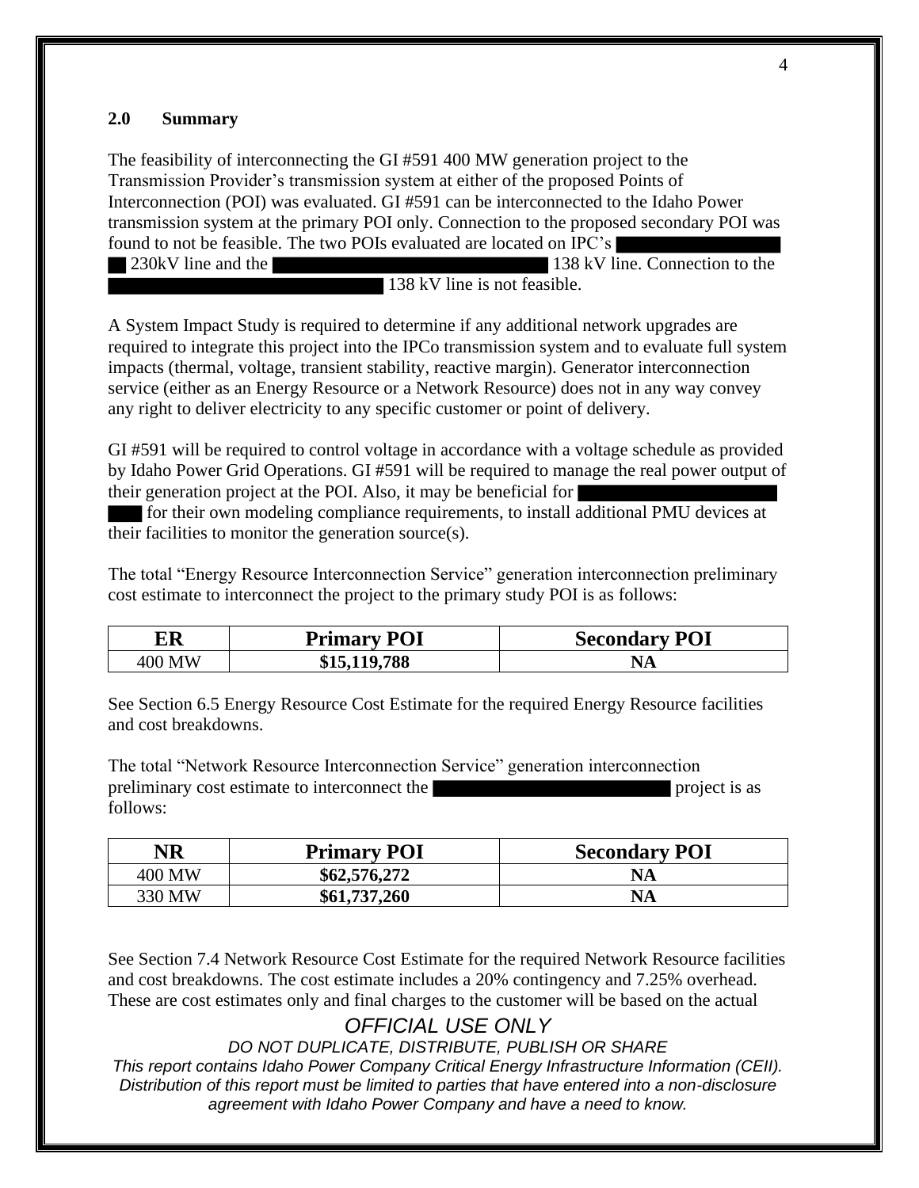## 2.0 Summary

The feasibility of interconnecting the GI #591 400 MW generation project to the Transmission Provider's transmission system at either of the proposed Points of Interconnection (POI) was evaluated. GI #591 can be interconnected to the Idaho Power transmission system at the primary POI only. Connection to the proposed secondary POI was found to not be feasible. The two POIs evaluated are located on IPC's ███████████ ██ 230kV line and the ████████████████████ 138 kV line. Connection to the ████████████████████ 138 kV line is not feasible.

A System Impact Study is required to determine if any additional network upgrades are required to integrate this project into the IPCo transmission system and to evaluate full system impacts (thermal, voltage, transient stability, reactive margin). Generator interconnection service (either as an Energy Resource or a Network Resource) does not in any way convey any right to deliver electricity to any specific customer or point of delivery.

GI #591 will be required to control voltage in accordance with a voltage schedule as provided by Idaho Power Grid Operations. GI #591 will be required to manage the real power output of their generation project at the POI. Also, it may be beneficial for ████████████ ███ for their own modeling compliance requirements, to install additional PMU devices at their facilities to monitor the generation source(s).

The total "Energy Resource Interconnection Service" generation interconnection preliminary cost estimate to interconnect the project to the primary study POI is as follows:

| ER | Primary POI | Secondary POI |
|---|---|---|
| 400 MW | **$15,119,788** | **NA** |

See Section 6.5 Energy Resource Cost Estimate for the required Energy Resource facilities and cost breakdowns.

The total "Network Resource Interconnection Service" generation interconnection preliminary cost estimate to interconnect the ███████████████ project is as follows:

| NR | Primary POI | Secondary POI |
|---|---|---|
| 400 MW | **$62,576,272** | **NA** |
| 330 MW | **$61,737,260** | **NA** |

See Section 7.4 Network Resource Cost Estimate for the required Network Resource facilities and cost breakdowns. The cost estimate includes a 20% contingency and 7.25% overhead. These are cost estimates only and final charges to the customer will be based on the actual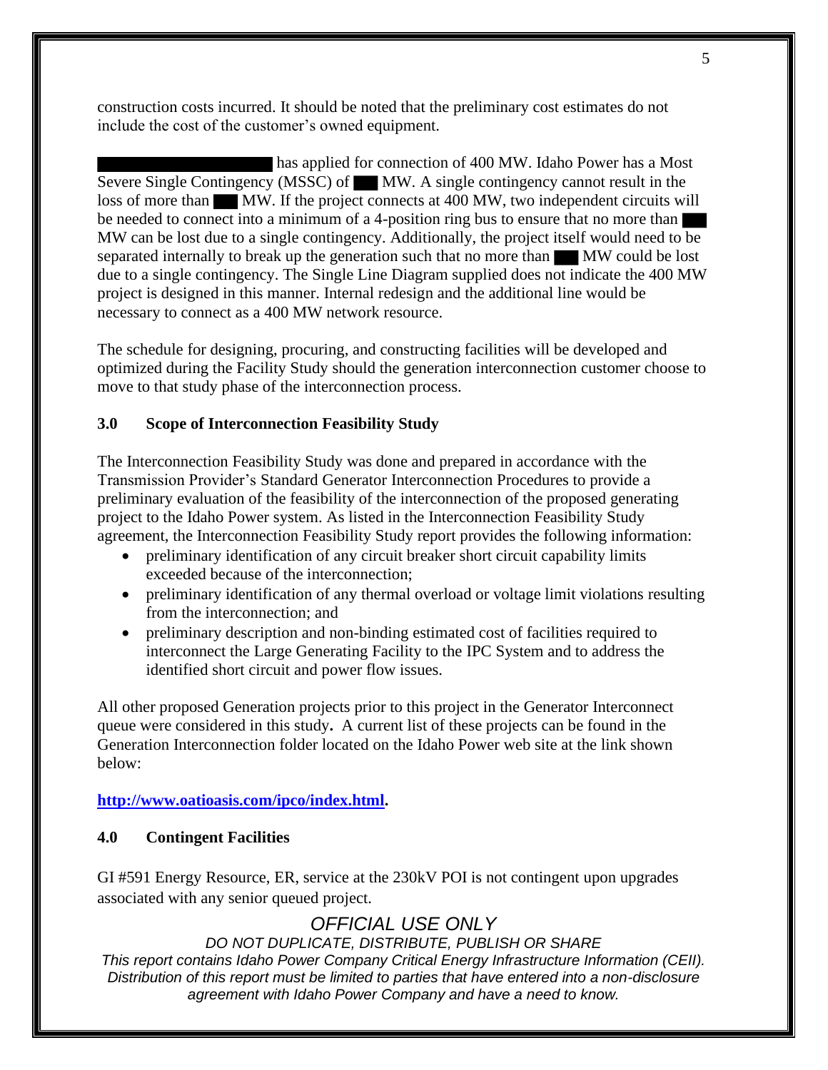construction costs incurred. It should be noted that the preliminary cost estimates do not include the cost of the customer's owned equipment.

██████████ has applied for connection of 400 MW. Idaho Power has a Most Severe Single Contingency (MSSC) of ███ MW. A single contingency cannot result in the loss of more than ███ MW. If the project connects at 400 MW, two independent circuits will be needed to connect into a minimum of a 4-position ring bus to ensure that no more than ███ MW can be lost due to a single contingency. Additionally, the project itself would need to be separated internally to break up the generation such that no more than ███ MW could be lost due to a single contingency. The Single Line Diagram supplied does not indicate the 400 MW project is designed in this manner. Internal redesign and the additional line would be necessary to connect as a 400 MW network resource.

The schedule for designing, procuring, and constructing facilities will be developed and optimized during the Facility Study should the generation interconnection customer choose to move to that study phase of the interconnection process.

## 3.0 Scope of Interconnection Feasibility Study

The Interconnection Feasibility Study was done and prepared in accordance with the Transmission Provider's Standard Generator Interconnection Procedures to provide a preliminary evaluation of the feasibility of the interconnection of the proposed generating project to the Idaho Power system. As listed in the Interconnection Feasibility Study agreement, the Interconnection Feasibility Study report provides the following information:

- preliminary identification of any circuit breaker short circuit capability limits exceeded because of the interconnection;
- preliminary identification of any thermal overload or voltage limit violations resulting from the interconnection; and
- preliminary description and non-binding estimated cost of facilities required to interconnect the Large Generating Facility to the IPC System and to address the identified short circuit and power flow issues.

All other proposed Generation projects prior to this project in the Generator Interconnect queue were considered in this study**.** A current list of these projects can be found in the Generation Interconnection folder located on the Idaho Power web site at the link shown below:

**http://www.oatioasis.com/ipco/index.html.**

## 4.0 Contingent Facilities

GI #591 Energy Resource, ER, service at the 230kV POI is not contingent upon upgrades associated with any senior queued project.

*OFFICIAL USE ONLY*

*DO NOT DUPLICATE, DISTRIBUTE, PUBLISH OR SHARE*

*This report contains Idaho Power Company Critical Energy Infrastructure Information (CEII). Distribution of this report must be limited to parties that have entered into a non-disclosure agreement with Idaho Power Company and have a need to know.*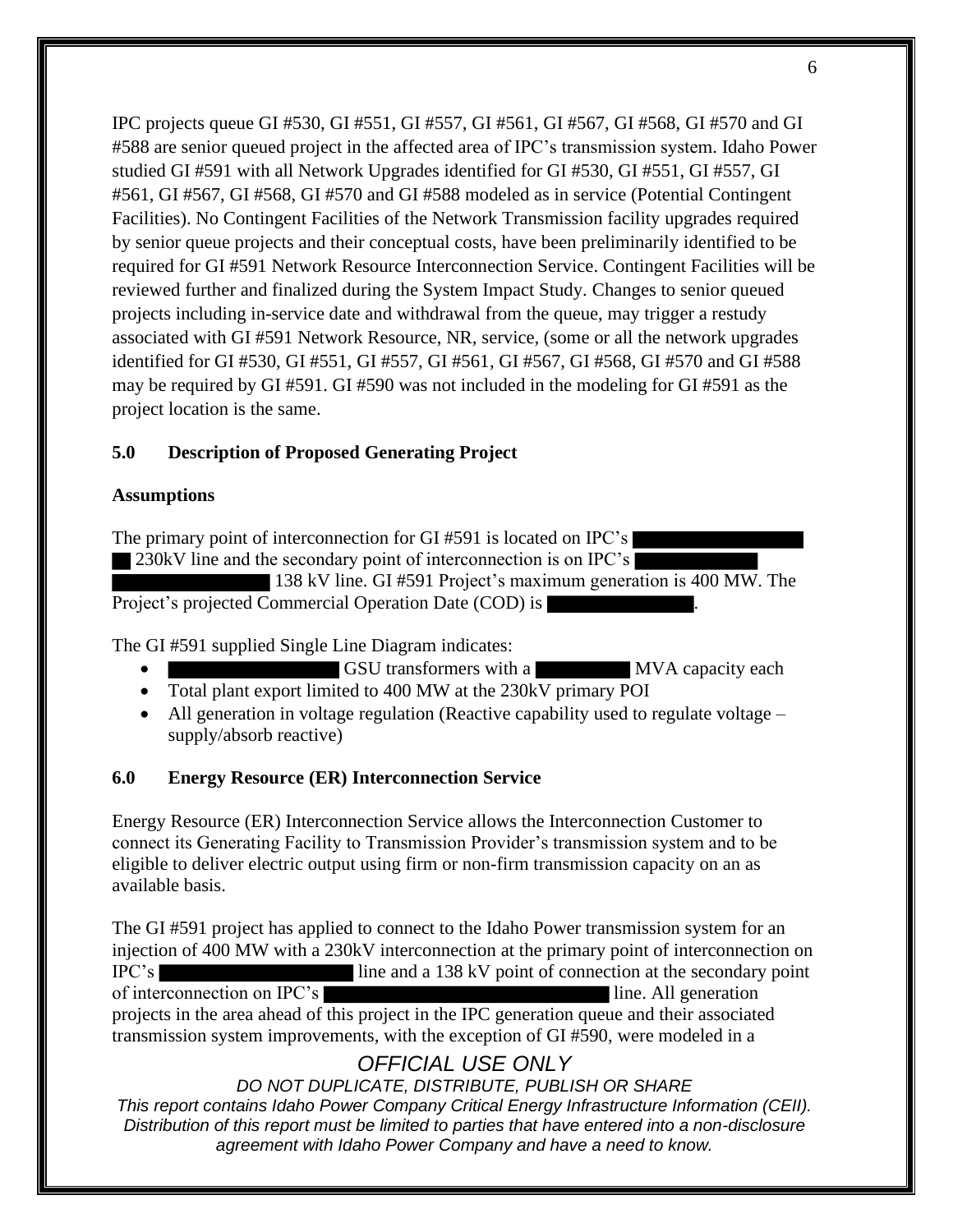IPC projects queue GI #530, GI #551, GI #557, GI #561, GI #567, GI #568, GI #570 and GI #588 are senior queued project in the affected area of IPC's transmission system. Idaho Power studied GI #591 with all Network Upgrades identified for GI #530, GI #551, GI #557, GI #561, GI #567, GI #568, GI #570 and GI #588 modeled as in service (Potential Contingent Facilities). No Contingent Facilities of the Network Transmission facility upgrades required by senior queue projects and their conceptual costs, have been preliminarily identified to be required for GI #591 Network Resource Interconnection Service. Contingent Facilities will be reviewed further and finalized during the System Impact Study. Changes to senior queued projects including in-service date and withdrawal from the queue, may trigger a restudy associated with GI #591 Network Resource, NR, service, (some or all the network upgrades identified for GI #530, GI #551, GI #557, GI #561, GI #567, GI #568, GI #570 and GI #588 may be required by GI #591. GI #590 was not included in the modeling for GI #591 as the project location is the same.

## 5.0 Description of Proposed Generating Project

### Assumptions

The primary point of interconnection for GI #591 is located on IPC's ████████ ██ 230kV line and the secondary point of interconnection is on IPC's ██████ ████████ 138 kV line. GI #591 Project's maximum generation is 400 MW. The Project's projected Commercial Operation Date (COD) is ████████.

The GI #591 supplied Single Line Diagram indicates:

- ████████ GSU transformers with a █████ MVA capacity each
- Total plant export limited to 400 MW at the 230kV primary POI
- All generation in voltage regulation (Reactive capability used to regulate voltage – supply/absorb reactive)

## 6.0 Energy Resource (ER) Interconnection Service

Energy Resource (ER) Interconnection Service allows the Interconnection Customer to connect its Generating Facility to Transmission Provider's transmission system and to be eligible to deliver electric output using firm or non-firm transmission capacity on an as available basis.

The GI #591 project has applied to connect to the Idaho Power transmission system for an injection of 400 MW with a 230kV interconnection at the primary point of interconnection on IPC's ████████ line and a 138 kV point of connection at the secondary point of interconnection on IPC's ██████████████ line. All generation projects in the area ahead of this project in the IPC generation queue and their associated transmission system improvements, with the exception of GI #590, were modeled in a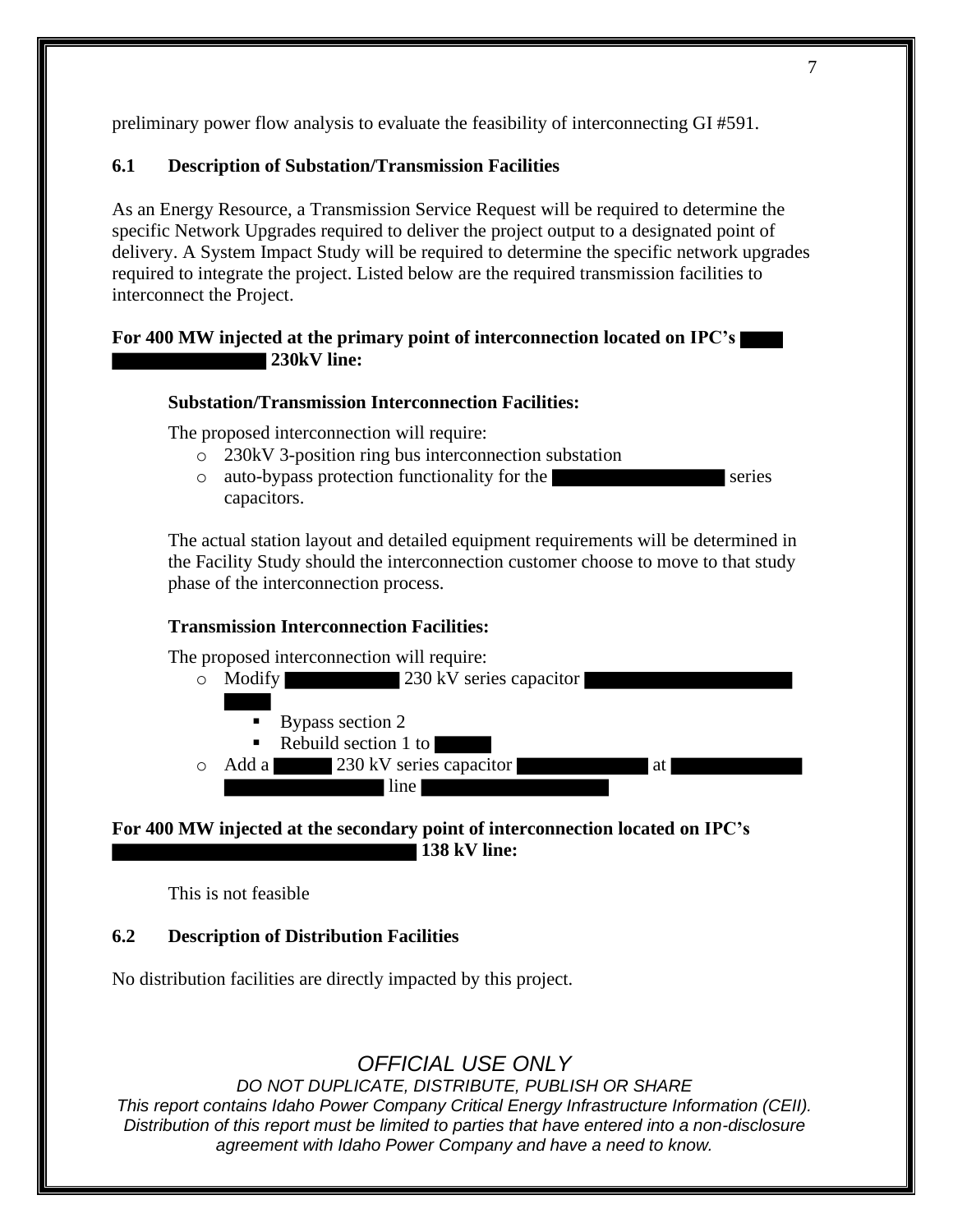preliminary power flow analysis to evaluate the feasibility of interconnecting GI #591.

## 6.1 Description of Substation/Transmission Facilities

As an Energy Resource, a Transmission Service Request will be required to determine the specific Network Upgrades required to deliver the project output to a designated point of delivery. A System Impact Study will be required to determine the specific network upgrades required to integrate the project. Listed below are the required transmission facilities to interconnect the Project.

**For 400 MW injected at the primary point of interconnection located on IPC's ██████████ 230kV line:**

**Substation/Transmission Interconnection Facilities:**

The proposed interconnection will require:

- 230kV 3-position ring bus interconnection substation
- auto-bypass protection functionality for the ██████████ series capacitors.

The actual station layout and detailed equipment requirements will be determined in the Facility Study should the interconnection customer choose to move to that study phase of the interconnection process.

**Transmission Interconnection Facilities:**

The proposed interconnection will require:

- Modify ██████ 230 kV series capacitor ██████████
  - Bypass section 2
  - Rebuild section 1 to ████
- Add a ████ 230 kV series capacitor ████████ at ████████ ██████████ line ████████████

**For 400 MW injected at the secondary point of interconnection located on IPC's ██████████████████ 138 kV line:**

This is not feasible

## 6.2 Description of Distribution Facilities

No distribution facilities are directly impacted by this project.

*OFFICIAL USE ONLY*

*DO NOT DUPLICATE, DISTRIBUTE, PUBLISH OR SHARE*

*This report contains Idaho Power Company Critical Energy Infrastructure Information (CEII). Distribution of this report must be limited to parties that have entered into a non-disclosure agreement with Idaho Power Company and have a need to know.*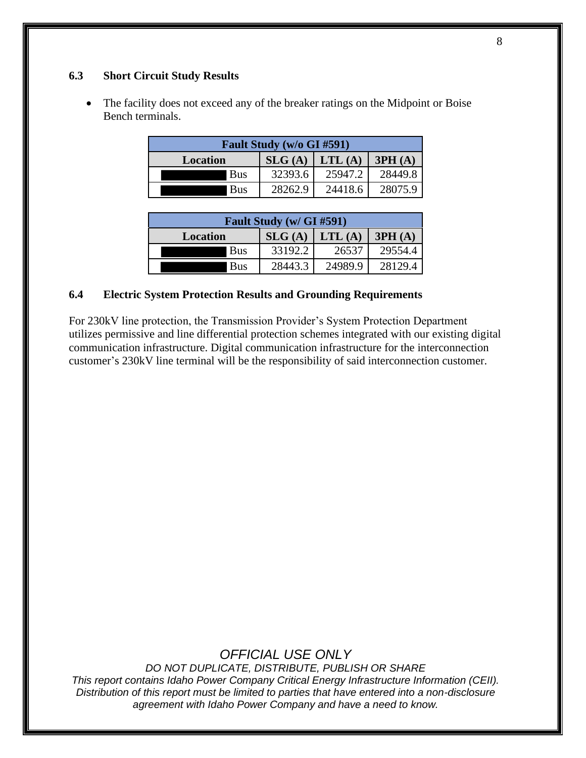### 6.3 Short Circuit Study Results

- The facility does not exceed any of the breaker ratings on the Midpoint or Boise Bench terminals.

| Fault Study (w/o GI #591) | | | |
|---|---|---|---|
| Location | SLG (A) | LTL (A) | 3PH (A) |
| Bus | 32393.6 | 25947.2 | 28449.8 |
| Bus | 28262.9 | 24418.6 | 28075.9 |

| Fault Study (w/ GI #591) | | | |
|---|---|---|---|
| Location | SLG (A) | LTL (A) | 3PH (A) |
| Bus | 33192.2 | 26537 | 29554.4 |
| Bus | 28443.3 | 24989.9 | 28129.4 |

### 6.4 Electric System Protection Results and Grounding Requirements

For 230kV line protection, the Transmission Provider's System Protection Department utilizes permissive and line differential protection schemes integrated with our existing digital communication infrastructure. Digital communication infrastructure for the interconnection customer's 230kV line terminal will be the responsibility of said interconnection customer.

*OFFICIAL USE ONLY*

*DO NOT DUPLICATE, DISTRIBUTE, PUBLISH OR SHARE*

*This report contains Idaho Power Company Critical Energy Infrastructure Information (CEII). Distribution of this report must be limited to parties that have entered into a non-disclosure agreement with Idaho Power Company and have a need to know.*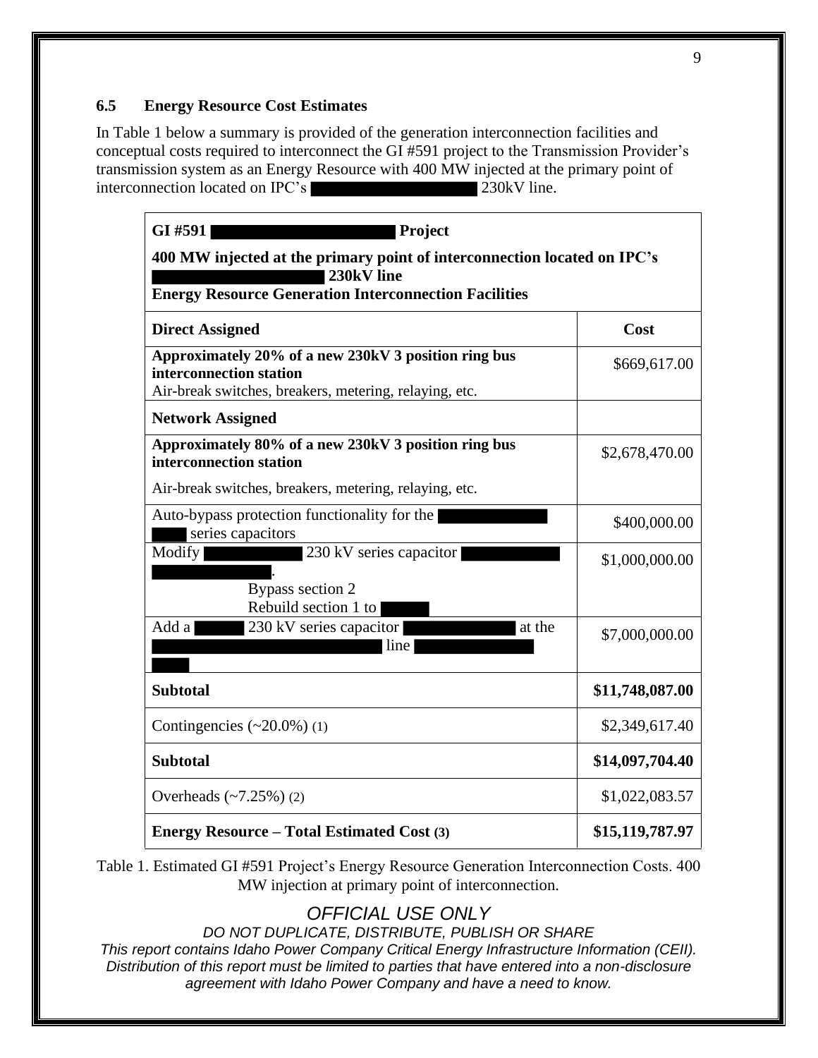### 6.5 Energy Resource Cost Estimates

In Table 1 below a summary is provided of the generation interconnection facilities and conceptual costs required to interconnect the GI #591 project to the Transmission Provider's transmission system as an Energy Resource with 400 MW injected at the primary point of interconnection located on IPC's ██████████ 230kV line.

| **GI #591 ██████████ Project**<br>**400 MW injected at the primary point of interconnection located on IPC's ██████████ 230kV line**<br>**Energy Resource Generation Interconnection Facilities** | |
|---|---|
| **Direct Assigned** | **Cost** |
| **Approximately 20% of a new 230kV 3 position ring bus interconnection station**<br>Air-break switches, breakers, metering, relaying, etc. | $669,617.00 |
| **Network Assigned** | |
| **Approximately 80% of a new 230kV 3 position ring bus interconnection station**<br>Air-break switches, breakers, metering, relaying, etc. | $2,678,470.00 |
| Auto-bypass protection functionality for the ██████████ series capacitors | $400,000.00 |
| Modify ██████ 230 kV series capacitor ██████████.<br>Bypass section 2<br>Rebuild section 1 to ████ | $1,000,000.00 |
| Add a ████ 230 kV series capacitor ██████ at the ██████████ line ██████████ | $7,000,000.00 |
| **Subtotal** | **$11,748,087.00** |
| Contingencies (~20.0%) (1) | $2,349,617.40 |
| **Subtotal** | **$14,097,704.40** |
| Overheads (~7.25%) (2) | $1,022,083.57 |
| **Energy Resource – Total Estimated Cost (3)** | **$15,119,787.97** |

Table 1. Estimated GI #591 Project's Energy Resource Generation Interconnection Costs. 400 MW injection at primary point of interconnection.

*OFFICIAL USE ONLY*

*DO NOT DUPLICATE, DISTRIBUTE, PUBLISH OR SHARE*

*This report contains Idaho Power Company Critical Energy Infrastructure Information (CEII). Distribution of this report must be limited to parties that have entered into a non-disclosure agreement with Idaho Power Company and have a need to know.*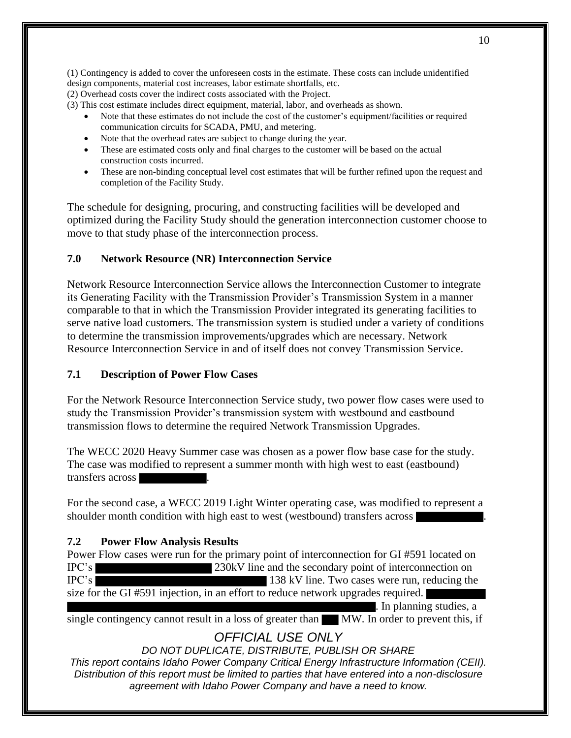(1) Contingency is added to cover the unforeseen costs in the estimate. These costs can include unidentified design components, material cost increases, labor estimate shortfalls, etc.
(2) Overhead costs cover the indirect costs associated with the Project.
(3) This cost estimate includes direct equipment, material, labor, and overheads as shown.

- Note that these estimates do not include the cost of the customer's equipment/facilities or required communication circuits for SCADA, PMU, and metering.
- Note that the overhead rates are subject to change during the year.
- These are estimated costs only and final charges to the customer will be based on the actual construction costs incurred.
- These are non-binding conceptual level cost estimates that will be further refined upon the request and completion of the Facility Study.

The schedule for designing, procuring, and constructing facilities will be developed and optimized during the Facility Study should the generation interconnection customer choose to move to that study phase of the interconnection process.

## 7.0 Network Resource (NR) Interconnection Service

Network Resource Interconnection Service allows the Interconnection Customer to integrate its Generating Facility with the Transmission Provider's Transmission System in a manner comparable to that in which the Transmission Provider integrated its generating facilities to serve native load customers. The transmission system is studied under a variety of conditions to determine the transmission improvements/upgrades which are necessary. Network Resource Interconnection Service in and of itself does not convey Transmission Service.

### 7.1 Description of Power Flow Cases

For the Network Resource Interconnection Service study, two power flow cases were used to study the Transmission Provider's transmission system with westbound and eastbound transmission flows to determine the required Network Transmission Upgrades.

The WECC 2020 Heavy Summer case was chosen as a power flow base case for the study. The case was modified to represent a summer month with high west to east (eastbound) transfers across [REDACTED].

For the second case, a WECC 2019 Light Winter operating case, was modified to represent a shoulder month condition with high east to west (westbound) transfers across [REDACTED].

### 7.2 Power Flow Analysis Results

Power Flow cases were run for the primary point of interconnection for GI #591 located on IPC's [REDACTED] 230kV line and the secondary point of interconnection on IPC's [REDACTED] 138 kV line. Two cases were run, reducing the size for the GI #591 injection, in an effort to reduce network upgrades required. [REDACTED]. In planning studies, a single contingency cannot result in a loss of greater than [REDACTED] MW. In order to prevent this, if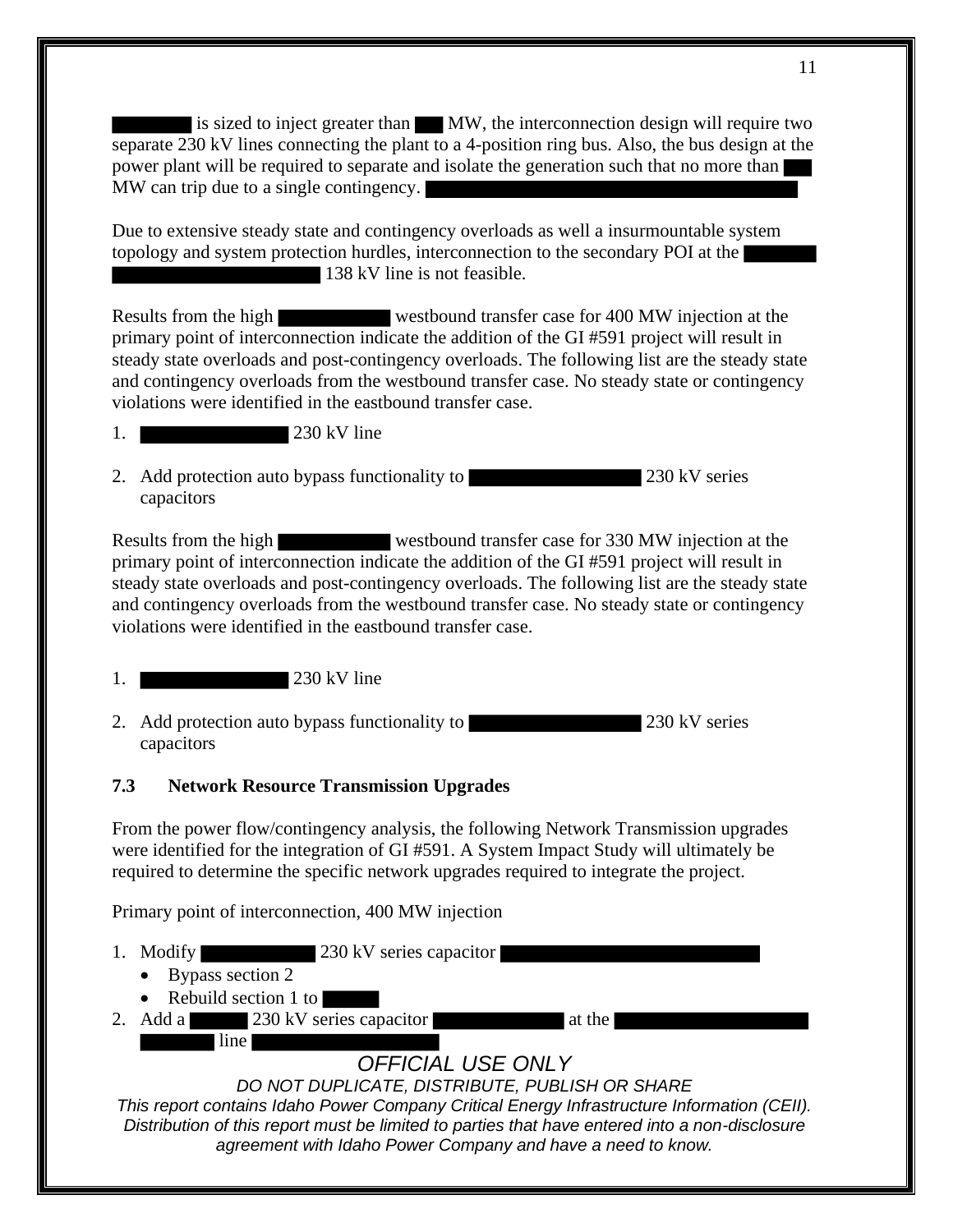is sized to inject greater than MW, the interconnection design will require two separate 230 kV lines connecting the plant to a 4-position ring bus. Also, the bus design at the power plant will be required to separate and isolate the generation such that no more than MW can trip due to a single contingency.

Due to extensive steady state and contingency overloads as well a insurmountable system topology and system protection hurdles, interconnection to the secondary POI at the 138 kV line is not feasible.

Results from the high westbound transfer case for 400 MW injection at the primary point of interconnection indicate the addition of the GI #591 project will result in steady state overloads and post-contingency overloads. The following list are the steady state and contingency overloads from the westbound transfer case. No steady state or contingency violations were identified in the eastbound transfer case.

1. 230 kV line
2. Add protection auto bypass functionality to 230 kV series capacitors

Results from the high westbound transfer case for 330 MW injection at the primary point of interconnection indicate the addition of the GI #591 project will result in steady state overloads and post-contingency overloads. The following list are the steady state and contingency overloads from the westbound transfer case. No steady state or contingency violations were identified in the eastbound transfer case.

1. 230 kV line
2. Add protection auto bypass functionality to 230 kV series capacitors

### 7.3 Network Resource Transmission Upgrades

From the power flow/contingency analysis, the following Network Transmission upgrades were identified for the integration of GI #591. A System Impact Study will ultimately be required to determine the specific network upgrades required to integrate the project.

Primary point of interconnection, 400 MW injection

1. Modify 230 kV series capacitor
   - Bypass section 2
   - Rebuild section 1 to
2. Add a 230 kV series capacitor at the line

*OFFICIAL USE ONLY*

*DO NOT DUPLICATE, DISTRIBUTE, PUBLISH OR SHARE*

*This report contains Idaho Power Company Critical Energy Infrastructure Information (CEII). Distribution of this report must be limited to parties that have entered into a non-disclosure agreement with Idaho Power Company and have a need to know.*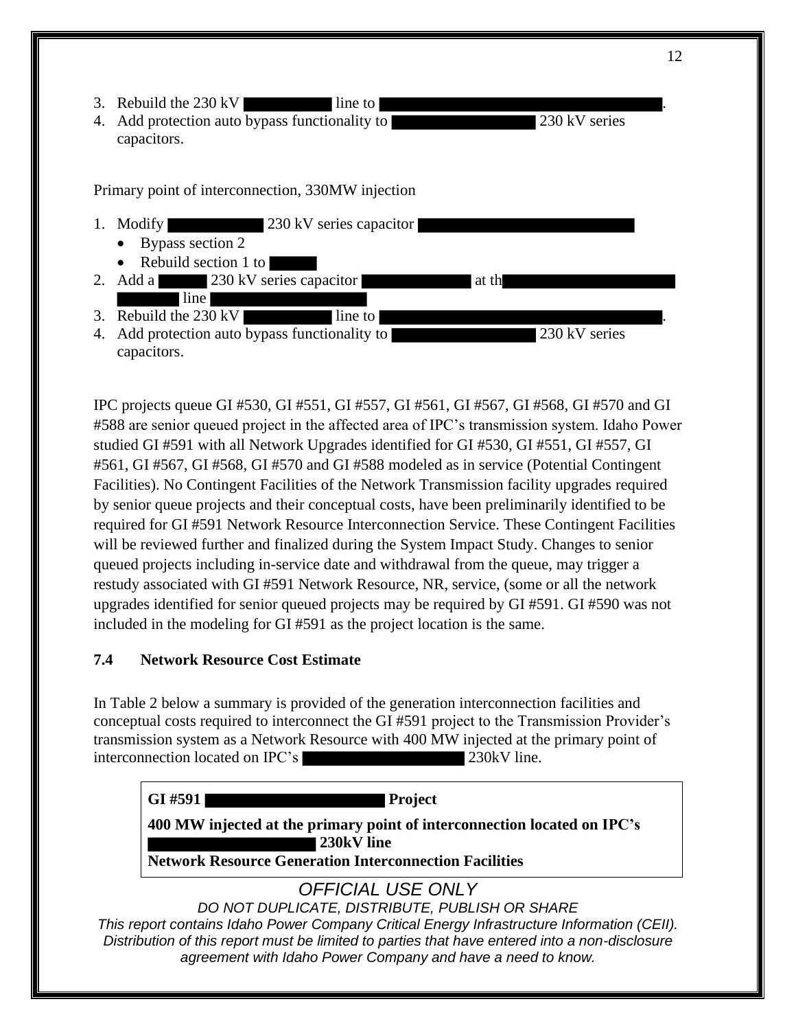3. Rebuild the 230 kV line to .
4. Add protection auto bypass functionality to 230 kV series capacitors.

Primary point of interconnection, 330MW injection

1. Modify 230 kV series capacitor
   - Bypass section 2
   - Rebuild section 1 to
2. Add a 230 kV series capacitor at th line
3. Rebuild the 230 kV line to .
4. Add protection auto bypass functionality to 230 kV series capacitors.

IPC projects queue GI #530, GI #551, GI #557, GI #561, GI #567, GI #568, GI #570 and GI #588 are senior queued project in the affected area of IPC's transmission system. Idaho Power studied GI #591 with all Network Upgrades identified for GI #530, GI #551, GI #557, GI #561, GI #567, GI #568, GI #570 and GI #588 modeled as in service (Potential Contingent Facilities). No Contingent Facilities of the Network Transmission facility upgrades required by senior queue projects and their conceptual costs, have been preliminarily identified to be required for GI #591 Network Resource Interconnection Service. These Contingent Facilities will be reviewed further and finalized during the System Impact Study. Changes to senior queued projects including in-service date and withdrawal from the queue, may trigger a restudy associated with GI #591 Network Resource, NR, service, (some or all the network upgrades identified for senior queued projects may be required by GI #591. GI #590 was not included in the modeling for GI #591 as the project location is the same.

### 7.4 Network Resource Cost Estimate

In Table 2 below a summary is provided of the generation interconnection facilities and conceptual costs required to interconnect the GI #591 project to the Transmission Provider's transmission system as a Network Resource with 400 MW injected at the primary point of interconnection located on IPC's 230kV line.

| **GI #591 Project**<br>**400 MW injected at the primary point of interconnection located on IPC's 230kV line**<br>**Network Resource Generation Interconnection Facilities** |
| --- |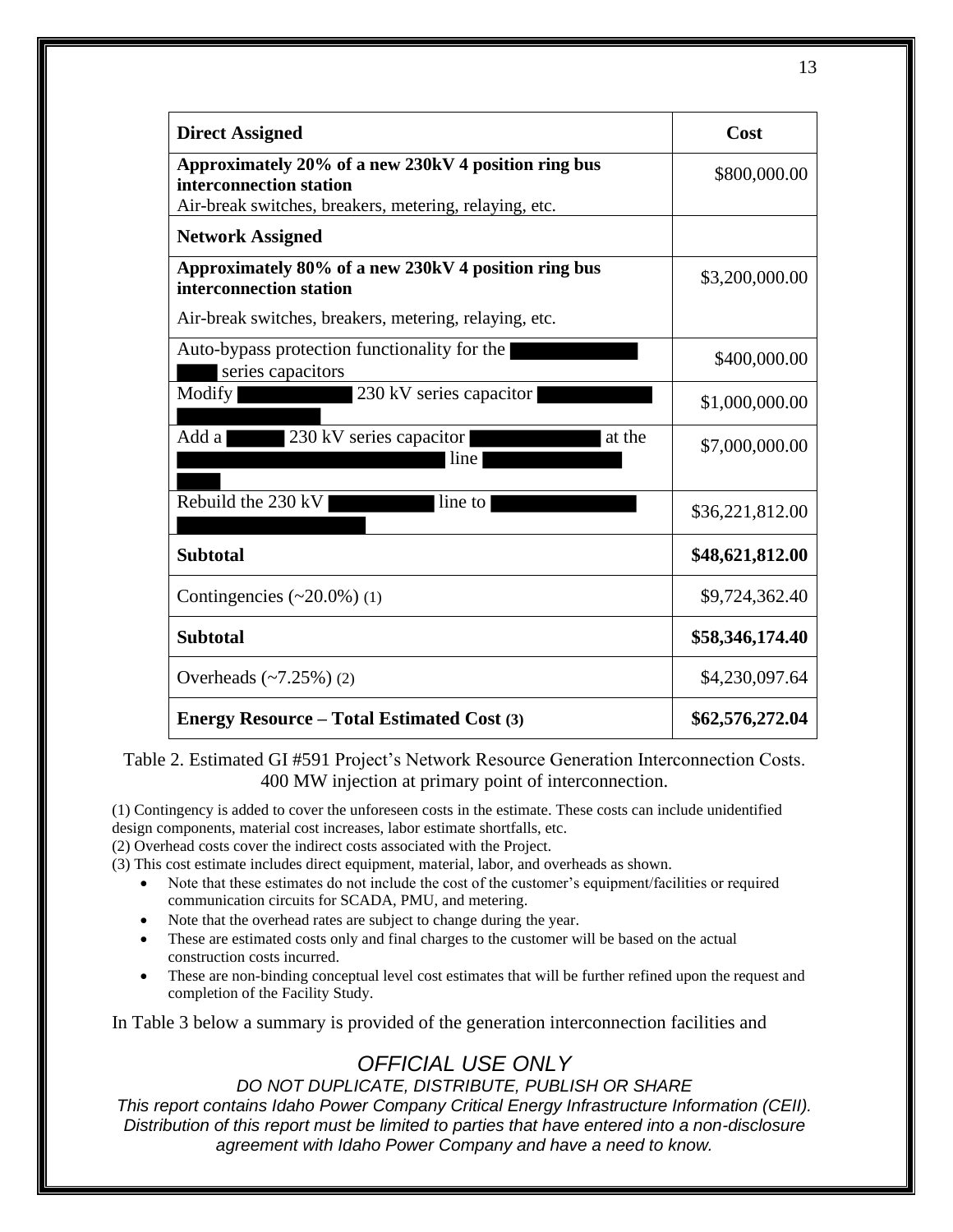| **Direct Assigned** | **Cost** |
|---|---|
| **Approximately 20% of a new 230kV 4 position ring bus interconnection station** Air-break switches, breakers, metering, relaying, etc. | \$800,000.00 |
| **Network Assigned** | |
| **Approximately 80% of a new 230kV 4 position ring bus interconnection station** Air-break switches, breakers, metering, relaying, etc. | \$3,200,000.00 |
| Auto-bypass protection functionality for the ██████ ██ series capacitors | \$400,000.00 |
| Modify ██████ 230 kV series capacitor ██████ ██████ | \$1,000,000.00 |
| Add a ████ 230 kV series capacitor ██████ at the ██████████ line ██████ ██ | \$7,000,000.00 |
| Rebuild the 230 kV ██████ line to ██████ ██████ | \$36,221,812.00 |
| **Subtotal** | **\$48,621,812.00** |
| Contingencies (~20.0%) (1) | \$9,724,362.40 |
| **Subtotal** | **\$58,346,174.40** |
| Overheads (~7.25%) (2) | \$4,230,097.64 |
| **Energy Resource – Total Estimated Cost (3)** | **\$62,576,272.04** |

Table 2. Estimated GI #591 Project's Network Resource Generation Interconnection Costs. 400 MW injection at primary point of interconnection.

(1) Contingency is added to cover the unforeseen costs in the estimate. These costs can include unidentified design components, material cost increases, labor estimate shortfalls, etc.
(2) Overhead costs cover the indirect costs associated with the Project.
(3) This cost estimate includes direct equipment, material, labor, and overheads as shown.

- Note that these estimates do not include the cost of the customer's equipment/facilities or required communication circuits for SCADA, PMU, and metering.
- Note that the overhead rates are subject to change during the year.
- These are estimated costs only and final charges to the customer will be based on the actual construction costs incurred.
- These are non-binding conceptual level cost estimates that will be further refined upon the request and completion of the Facility Study.

In Table 3 below a summary is provided of the generation interconnection facilities and

*OFFICIAL USE ONLY*

*DO NOT DUPLICATE, DISTRIBUTE, PUBLISH OR SHARE*

*This report contains Idaho Power Company Critical Energy Infrastructure Information (CEII). Distribution of this report must be limited to parties that have entered into a non-disclosure agreement with Idaho Power Company and have a need to know.*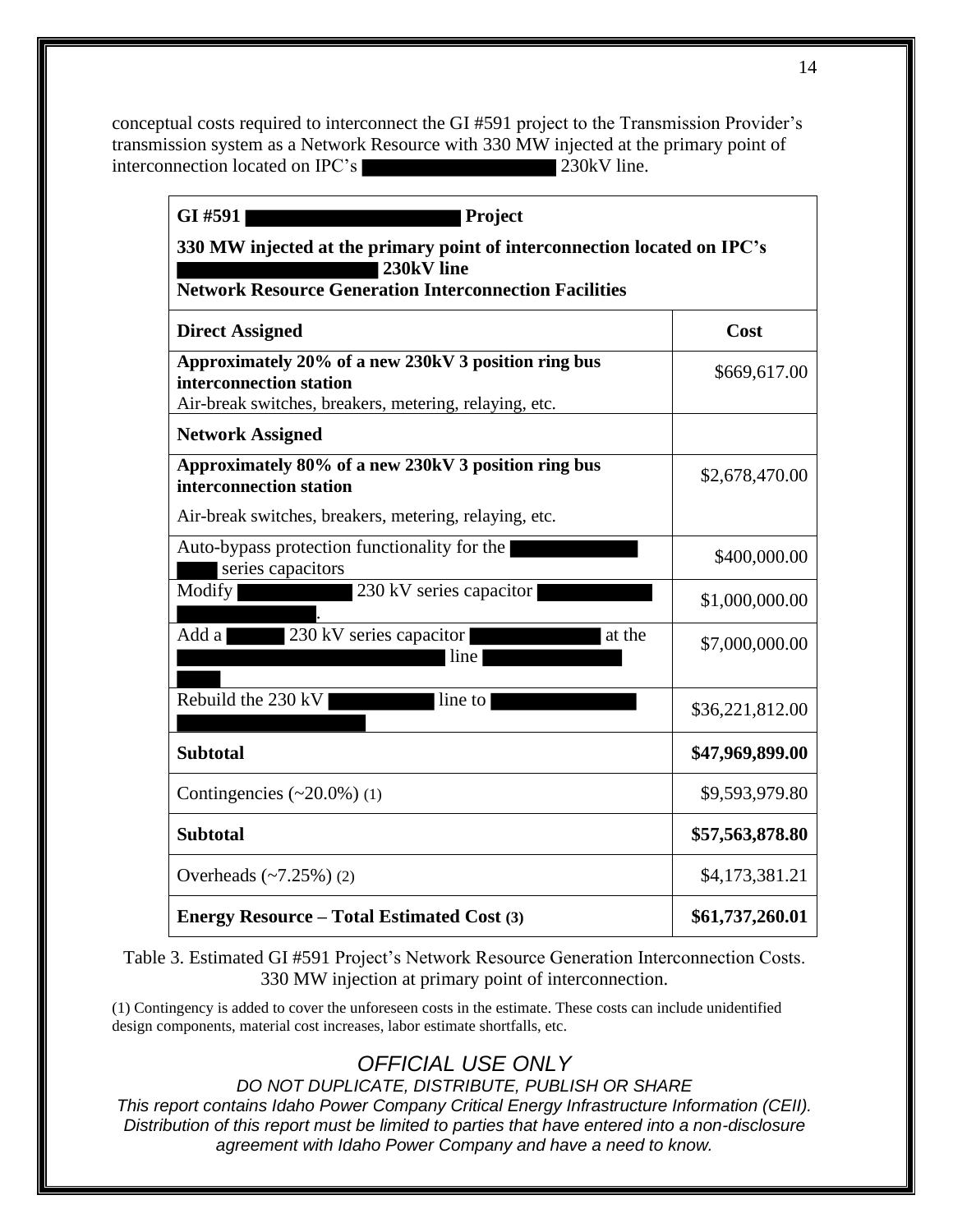conceptual costs required to interconnect the GI #591 project to the Transmission Provider's transmission system as a Network Resource with 330 MW injected at the primary point of interconnection located on IPC's [REDACTED] 230kV line.

| **GI #591 [REDACTED] Project**<br>**330 MW injected at the primary point of interconnection located on IPC's [REDACTED] 230kV line**<br>**Network Resource Generation Interconnection Facilities** | |
|---|---|
| **Direct Assigned** | **Cost** |
| **Approximately 20% of a new 230kV 3 position ring bus interconnection station**<br>Air-break switches, breakers, metering, relaying, etc. | $669,617.00 |
| **Network Assigned** | |
| **Approximately 80% of a new 230kV 3 position ring bus interconnection station**<br>Air-break switches, breakers, metering, relaying, etc. | $2,678,470.00 |
| Auto-bypass protection functionality for the [REDACTED] series capacitors | $400,000.00 |
| Modify [REDACTED] 230 kV series capacitor [REDACTED]. | $1,000,000.00 |
| Add a [REDACTED] 230 kV series capacitor [REDACTED] at the [REDACTED] line [REDACTED] | $7,000,000.00 |
| Rebuild the 230 kV [REDACTED] line to [REDACTED] | $36,221,812.00 |
| **Subtotal** | **$47,969,899.00** |
| Contingencies (~20.0%) (1) | $9,593,979.80 |
| **Subtotal** | **$57,563,878.80** |
| Overheads (~7.25%) (2) | $4,173,381.21 |
| **Energy Resource – Total Estimated Cost (3)** | **$61,737,260.01** |

Table 3. Estimated GI #591 Project's Network Resource Generation Interconnection Costs. 330 MW injection at primary point of interconnection.

(1) Contingency is added to cover the unforeseen costs in the estimate. These costs can include unidentified design components, material cost increases, labor estimate shortfalls, etc.

*OFFICIAL USE ONLY*

*DO NOT DUPLICATE, DISTRIBUTE, PUBLISH OR SHARE*

*This report contains Idaho Power Company Critical Energy Infrastructure Information (CEII). Distribution of this report must be limited to parties that have entered into a non-disclosure agreement with Idaho Power Company and have a need to know.*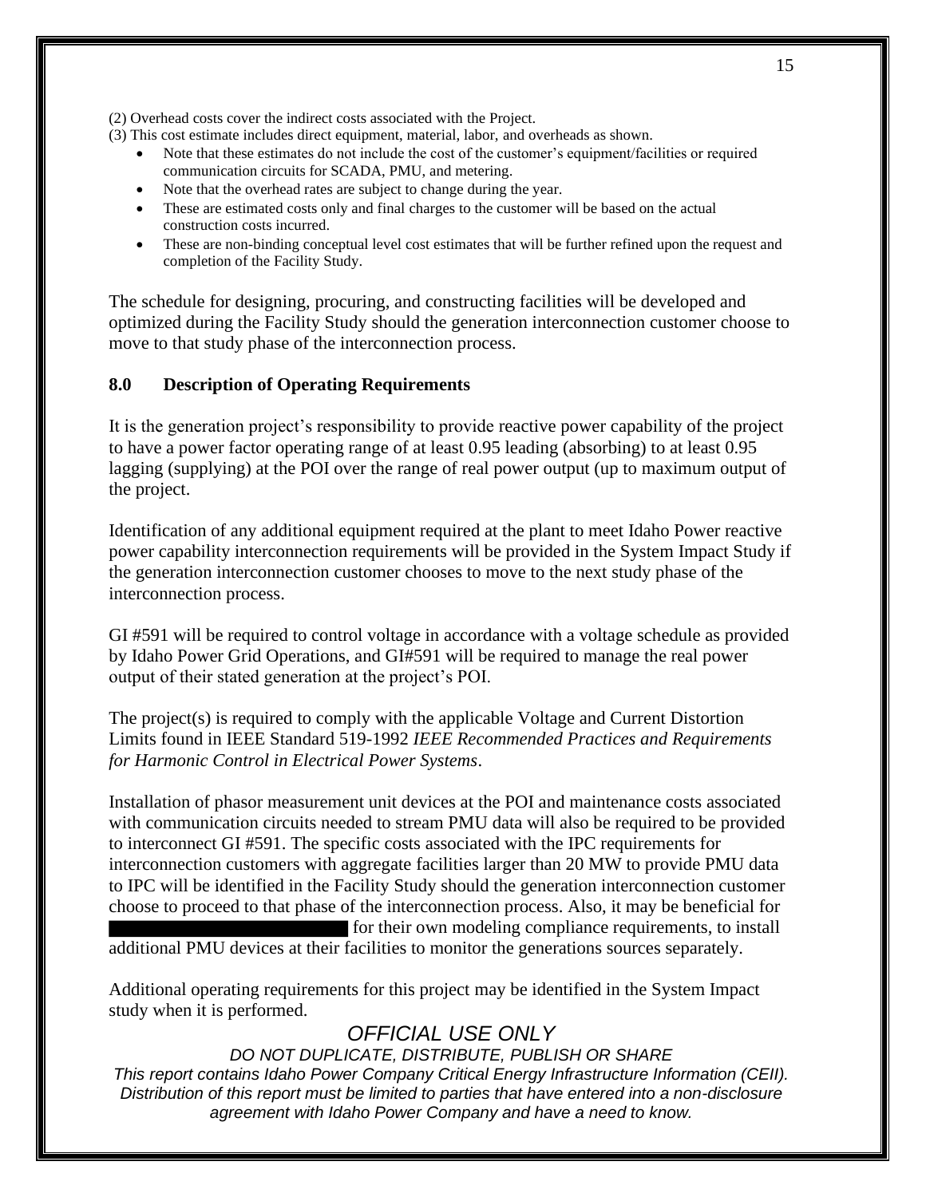(2) Overhead costs cover the indirect costs associated with the Project.
(3) This cost estimate includes direct equipment, material, labor, and overheads as shown.

- Note that these estimates do not include the cost of the customer's equipment/facilities or required communication circuits for SCADA, PMU, and metering.
- Note that the overhead rates are subject to change during the year.
- These are estimated costs only and final charges to the customer will be based on the actual construction costs incurred.
- These are non-binding conceptual level cost estimates that will be further refined upon the request and completion of the Facility Study.

The schedule for designing, procuring, and constructing facilities will be developed and optimized during the Facility Study should the generation interconnection customer choose to move to that study phase of the interconnection process.

## 8.0 Description of Operating Requirements

It is the generation project's responsibility to provide reactive power capability of the project to have a power factor operating range of at least 0.95 leading (absorbing) to at least 0.95 lagging (supplying) at the POI over the range of real power output (up to maximum output of the project.

Identification of any additional equipment required at the plant to meet Idaho Power reactive power capability interconnection requirements will be provided in the System Impact Study if the generation interconnection customer chooses to move to the next study phase of the interconnection process.

GI #591 will be required to control voltage in accordance with a voltage schedule as provided by Idaho Power Grid Operations, and GI#591 will be required to manage the real power output of their stated generation at the project's POI.

The project(s) is required to comply with the applicable Voltage and Current Distortion Limits found in IEEE Standard 519-1992 *IEEE Recommended Practices and Requirements for Harmonic Control in Electrical Power Systems*.

Installation of phasor measurement unit devices at the POI and maintenance costs associated with communication circuits needed to stream PMU data will also be required to be provided to interconnect GI #591. The specific costs associated with the IPC requirements for interconnection customers with aggregate facilities larger than 20 MW to provide PMU data to IPC will be identified in the Facility Study should the generation interconnection customer choose to proceed to that phase of the interconnection process. Also, it may be beneficial for [REDACTED] for their own modeling compliance requirements, to install additional PMU devices at their facilities to monitor the generations sources separately.

Additional operating requirements for this project may be identified in the System Impact study when it is performed.

*OFFICIAL USE ONLY*

*DO NOT DUPLICATE, DISTRIBUTE, PUBLISH OR SHARE*

*This report contains Idaho Power Company Critical Energy Infrastructure Information (CEII). Distribution of this report must be limited to parties that have entered into a non-disclosure agreement with Idaho Power Company and have a need to know.*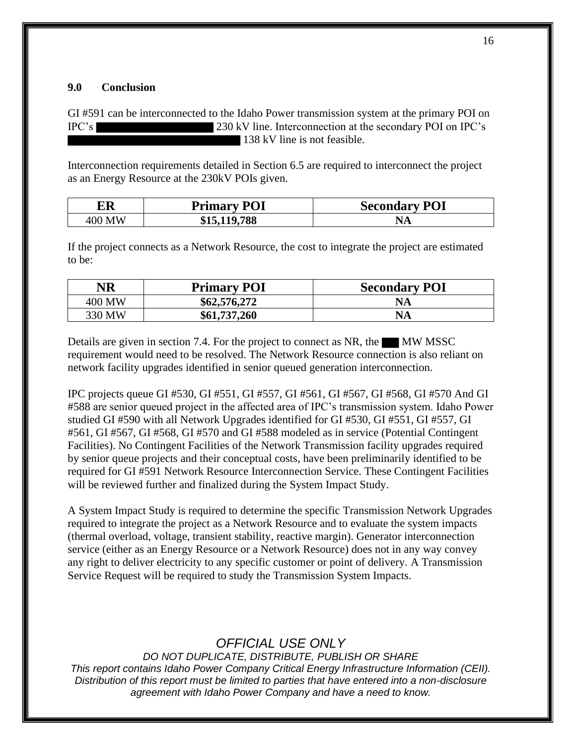## 9.0 Conclusion

GI #591 can be interconnected to the Idaho Power transmission system at the primary POI on IPC's ████████████ 230 kV line. Interconnection at the secondary POI on IPC's ████████████████ 138 kV line is not feasible.

Interconnection requirements detailed in Section 6.5 are required to interconnect the project as an Energy Resource at the 230kV POIs given.

| ER | Primary POI | Secondary POI |
|---|---|---|
| 400 MW | **$15,119,788** | **NA** |

If the project connects as a Network Resource, the cost to integrate the project are estimated to be:

| NR | Primary POI | Secondary POI |
|---|---|---|
| 400 MW | **$62,576,272** | **NA** |
| 330 MW | **$61,737,260** | **NA** |

Details are given in section 7.4. For the project to connect as NR, the ███ MW MSSC requirement would need to be resolved. The Network Resource connection is also reliant on network facility upgrades identified in senior queued generation interconnection.

IPC projects queue GI #530, GI #551, GI #557, GI #561, GI #567, GI #568, GI #570 And GI #588 are senior queued project in the affected area of IPC's transmission system. Idaho Power studied GI #590 with all Network Upgrades identified for GI #530, GI #551, GI #557, GI #561, GI #567, GI #568, GI #570 and GI #588 modeled as in service (Potential Contingent Facilities). No Contingent Facilities of the Network Transmission facility upgrades required by senior queue projects and their conceptual costs, have been preliminarily identified to be required for GI #591 Network Resource Interconnection Service. These Contingent Facilities will be reviewed further and finalized during the System Impact Study.

A System Impact Study is required to determine the specific Transmission Network Upgrades required to integrate the project as a Network Resource and to evaluate the system impacts (thermal overload, voltage, transient stability, reactive margin). Generator interconnection service (either as an Energy Resource or a Network Resource) does not in any way convey any right to deliver electricity to any specific customer or point of delivery. A Transmission Service Request will be required to study the Transmission System Impacts.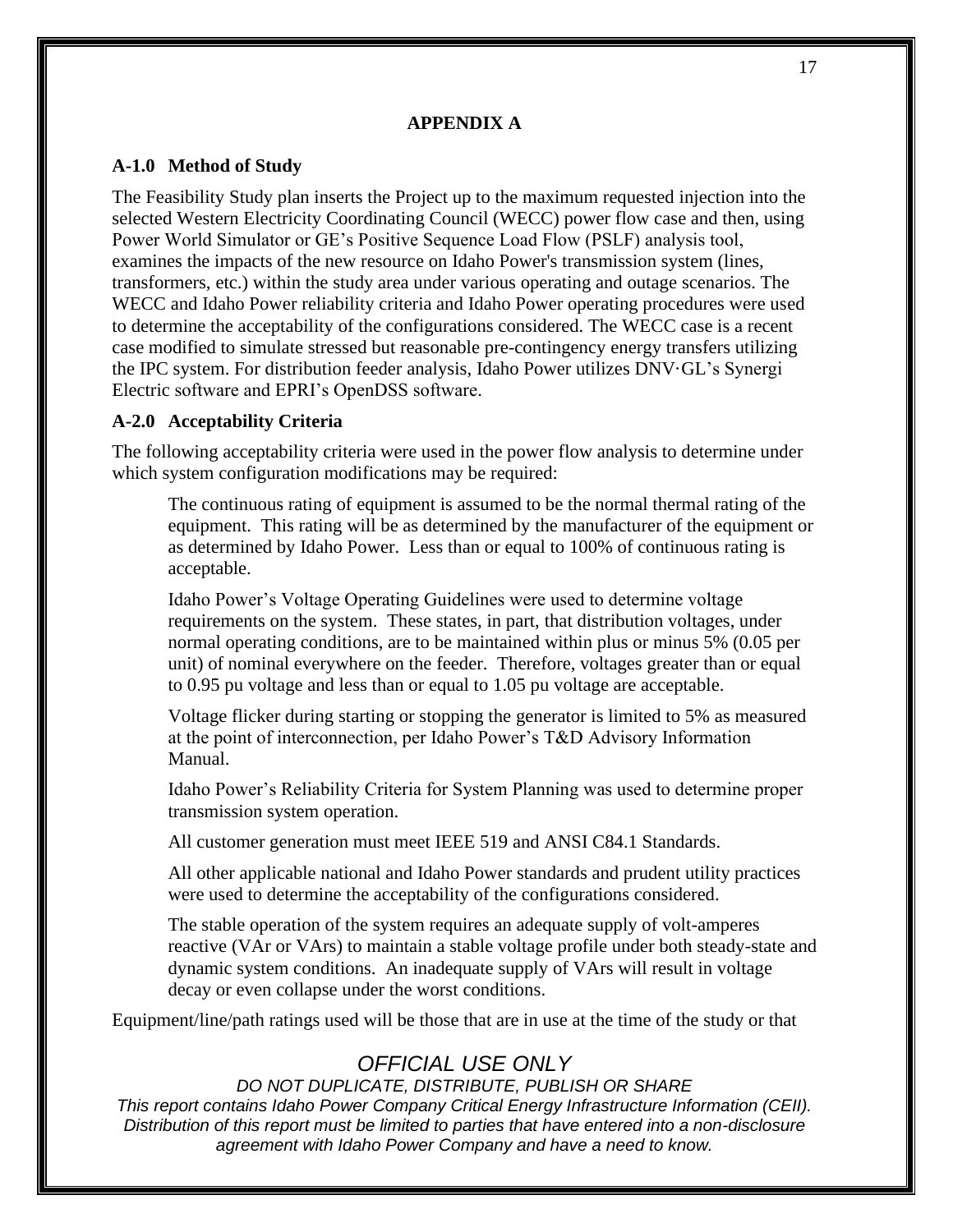## APPENDIX A

### A-1.0 Method of Study

The Feasibility Study plan inserts the Project up to the maximum requested injection into the selected Western Electricity Coordinating Council (WECC) power flow case and then, using Power World Simulator or GE's Positive Sequence Load Flow (PSLF) analysis tool, examines the impacts of the new resource on Idaho Power's transmission system (lines, transformers, etc.) within the study area under various operating and outage scenarios. The WECC and Idaho Power reliability criteria and Idaho Power operating procedures were used to determine the acceptability of the configurations considered. The WECC case is a recent case modified to simulate stressed but reasonable pre-contingency energy transfers utilizing the IPC system. For distribution feeder analysis, Idaho Power utilizes DNV·GL's Synergi Electric software and EPRI's OpenDSS software.

### A-2.0 Acceptability Criteria

The following acceptability criteria were used in the power flow analysis to determine under which system configuration modifications may be required:

> The continuous rating of equipment is assumed to be the normal thermal rating of the equipment. This rating will be as determined by the manufacturer of the equipment or as determined by Idaho Power. Less than or equal to 100% of continuous rating is acceptable.
>
> Idaho Power's Voltage Operating Guidelines were used to determine voltage requirements on the system. These states, in part, that distribution voltages, under normal operating conditions, are to be maintained within plus or minus 5% (0.05 per unit) of nominal everywhere on the feeder. Therefore, voltages greater than or equal to 0.95 pu voltage and less than or equal to 1.05 pu voltage are acceptable.
>
> Voltage flicker during starting or stopping the generator is limited to 5% as measured at the point of interconnection, per Idaho Power's T&D Advisory Information Manual.
>
> Idaho Power's Reliability Criteria for System Planning was used to determine proper transmission system operation.
>
> All customer generation must meet IEEE 519 and ANSI C84.1 Standards.
>
> All other applicable national and Idaho Power standards and prudent utility practices were used to determine the acceptability of the configurations considered.
>
> The stable operation of the system requires an adequate supply of volt-amperes reactive (VAr or VArs) to maintain a stable voltage profile under both steady-state and dynamic system conditions. An inadequate supply of VArs will result in voltage decay or even collapse under the worst conditions.

Equipment/line/path ratings used will be those that are in use at the time of the study or that

*OFFICIAL USE ONLY*
*DO NOT DUPLICATE, DISTRIBUTE, PUBLISH OR SHARE*
*This report contains Idaho Power Company Critical Energy Infrastructure Information (CEII). Distribution of this report must be limited to parties that have entered into a non-disclosure agreement with Idaho Power Company and have a need to know.*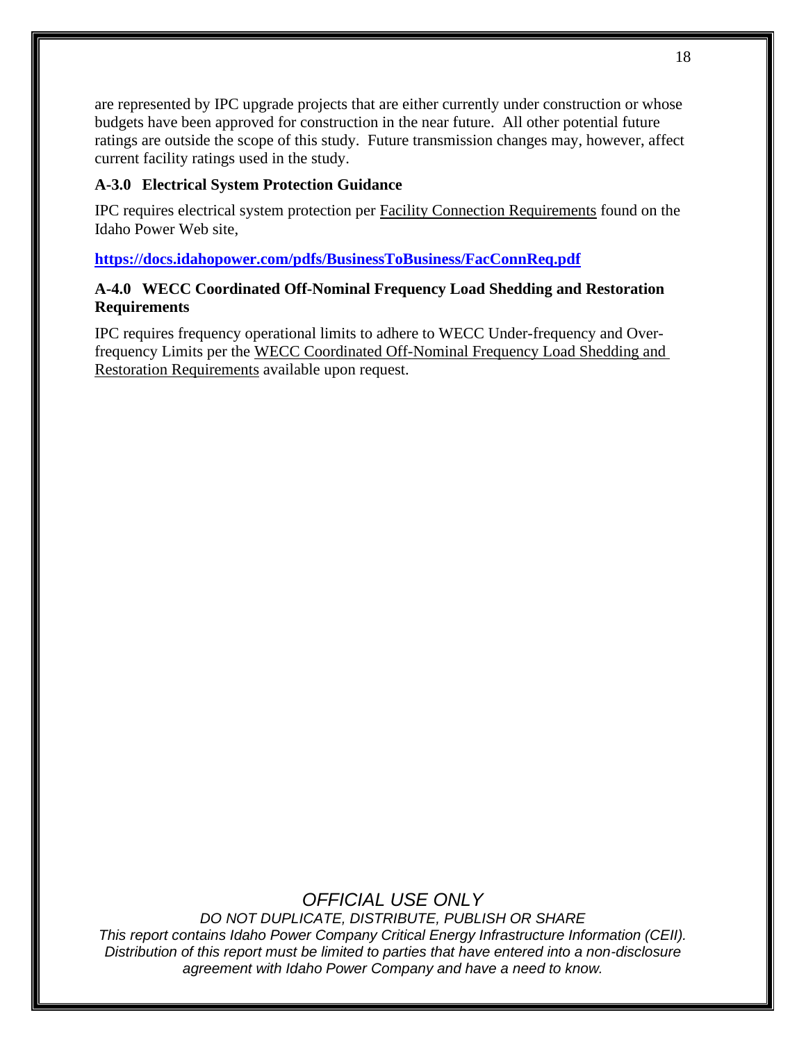are represented by IPC upgrade projects that are either currently under construction or whose budgets have been approved for construction in the near future. All other potential future ratings are outside the scope of this study. Future transmission changes may, however, affect current facility ratings used in the study.

### A-3.0 Electrical System Protection Guidance

IPC requires electrical system protection per Facility Connection Requirements found on the Idaho Power Web site,

**https://docs.idahopower.com/pdfs/BusinessToBusiness/FacConnReq.pdf**

### A-4.0 WECC Coordinated Off-Nominal Frequency Load Shedding and Restoration Requirements

IPC requires frequency operational limits to adhere to WECC Under-frequency and Over-frequency Limits per the WECC Coordinated Off-Nominal Frequency Load Shedding and Restoration Requirements available upon request.

*OFFICIAL USE ONLY*

*DO NOT DUPLICATE, DISTRIBUTE, PUBLISH OR SHARE*

*This report contains Idaho Power Company Critical Energy Infrastructure Information (CEII). Distribution of this report must be limited to parties that have entered into a non-disclosure agreement with Idaho Power Company and have a need to know.*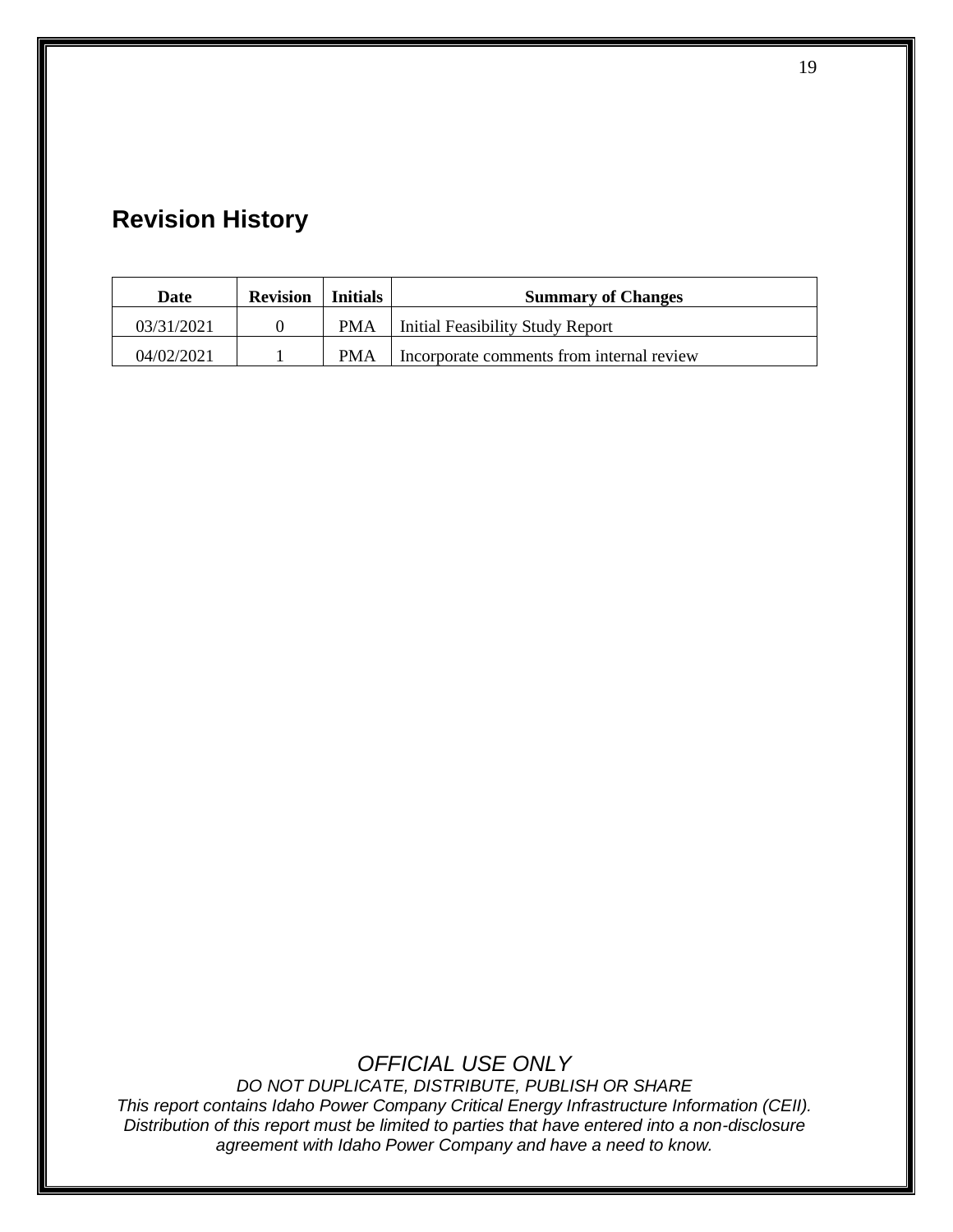## Revision History

| Date | Revision | Initials | Summary of Changes |
|---|---|---|---|
| 03/31/2021 | 0 | PMA | Initial Feasibility Study Report |
| 04/02/2021 | 1 | PMA | Incorporate comments from internal review |

*OFFICIAL USE ONLY*
*DO NOT DUPLICATE, DISTRIBUTE, PUBLISH OR SHARE*
*This report contains Idaho Power Company Critical Energy Infrastructure Information (CEII). Distribution of this report must be limited to parties that have entered into a non-disclosure agreement with Idaho Power Company and have a need to know.*